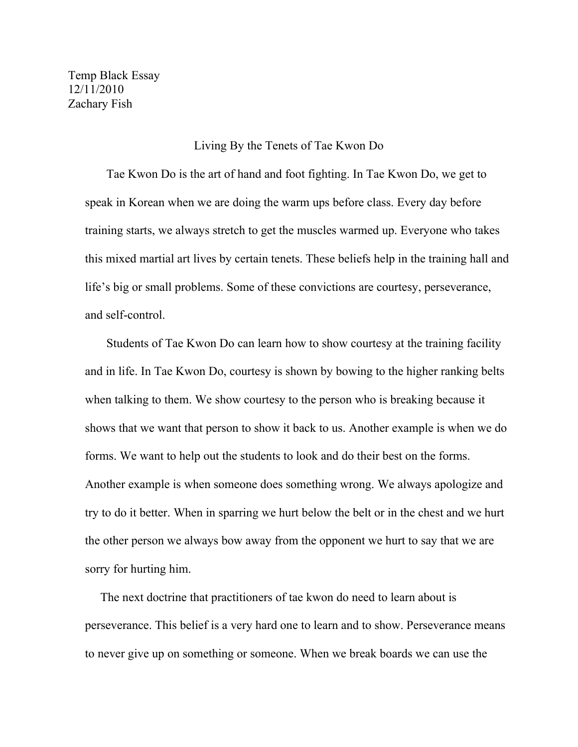Temp Black Essay
12/11/2010
Zachary Fish

## Living By the Tenets of Tae Kwon Do

Tae Kwon Do is the art of hand and foot fighting. In Tae Kwon Do, we get to speak in Korean when we are doing the warm ups before class. Every day before training starts, we always stretch to get the muscles warmed up. Everyone who takes this mixed martial art lives by certain tenets. These beliefs help in the training hall and life's big or small problems. Some of these convictions are courtesy, perseverance, and self-control.

Students of Tae Kwon Do can learn how to show courtesy at the training facility and in life. In Tae Kwon Do, courtesy is shown by bowing to the higher ranking belts when talking to them. We show courtesy to the person who is breaking because it shows that we want that person to show it back to us. Another example is when we do forms. We want to help out the students to look and do their best on the forms. Another example is when someone does something wrong. We always apologize and try to do it better. When in sparring we hurt below the belt or in the chest and we hurt the other person we always bow away from the opponent we hurt to say that we are sorry for hurting him.

The next doctrine that practitioners of tae kwon do need to learn about is perseverance. This belief is a very hard one to learn and to show. Perseverance means to never give up on something or someone. When we break boards we can use the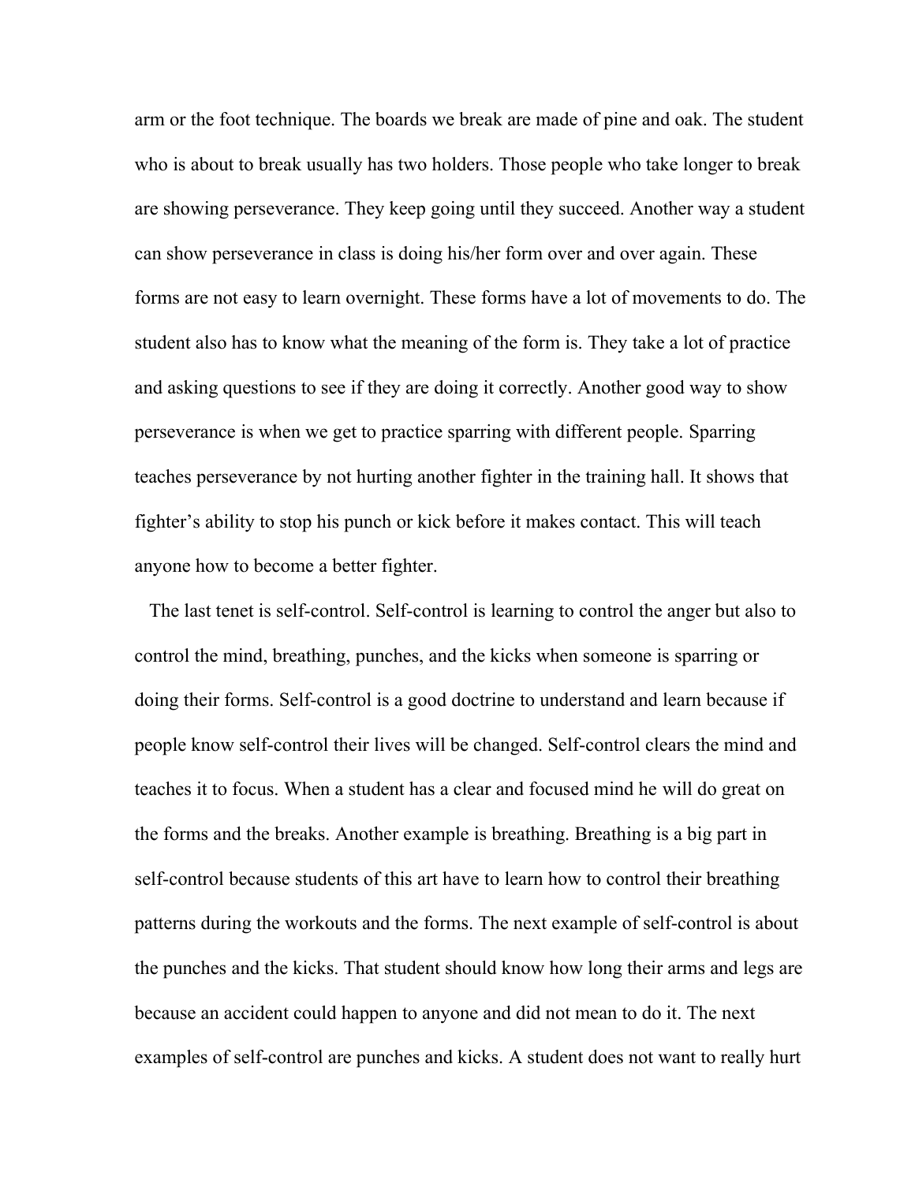arm or the foot technique. The boards we break are made of pine and oak. The student who is about to break usually has two holders. Those people who take longer to break are showing perseverance. They keep going until they succeed. Another way a student can show perseverance in class is doing his/her form over and over again. These forms are not easy to learn overnight. These forms have a lot of movements to do. The student also has to know what the meaning of the form is. They take a lot of practice and asking questions to see if they are doing it correctly. Another good way to show perseverance is when we get to practice sparring with different people. Sparring teaches perseverance by not hurting another fighter in the training hall. It shows that fighter's ability to stop his punch or kick before it makes contact. This will teach anyone how to become a better fighter.

The last tenet is self-control. Self-control is learning to control the anger but also to control the mind, breathing, punches, and the kicks when someone is sparring or doing their forms. Self-control is a good doctrine to understand and learn because if people know self-control their lives will be changed. Self-control clears the mind and teaches it to focus. When a student has a clear and focused mind he will do great on the forms and the breaks. Another example is breathing. Breathing is a big part in self-control because students of this art have to learn how to control their breathing patterns during the workouts and the forms. The next example of self-control is about the punches and the kicks. That student should know how long their arms and legs are because an accident could happen to anyone and did not mean to do it. The next examples of self-control are punches and kicks. A student does not want to really hurt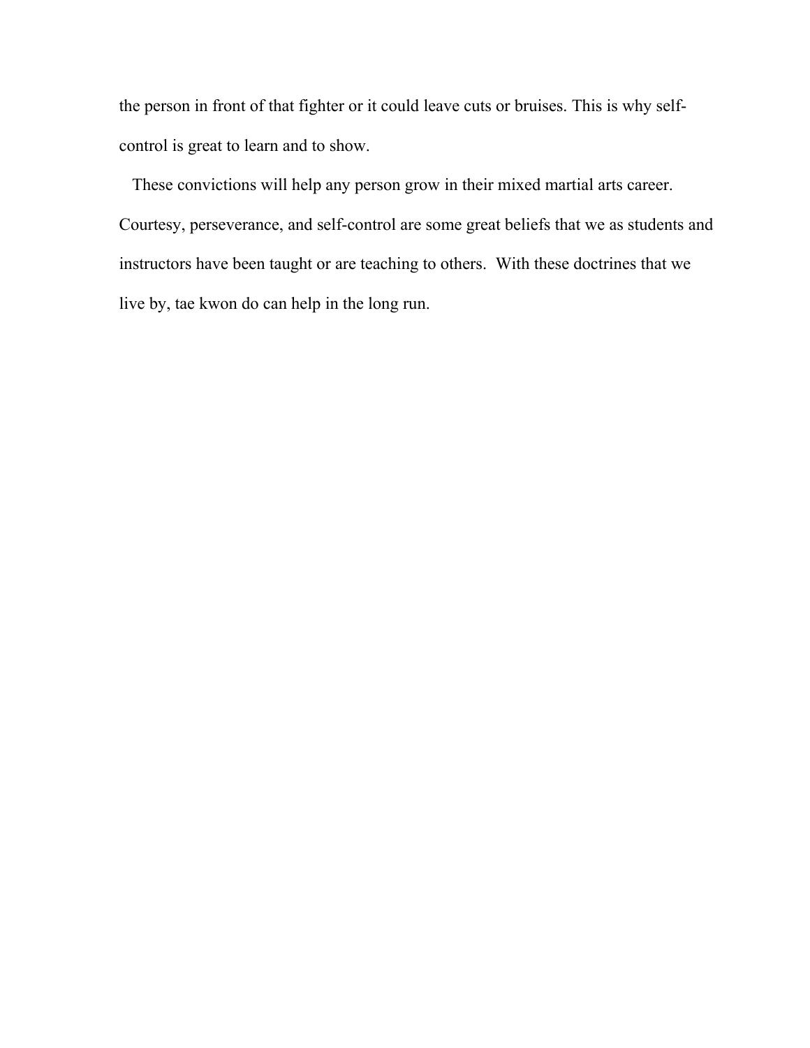the person in front of that fighter or it could leave cuts or bruises. This is why self-control is great to learn and to show.

These convictions will help any person grow in their mixed martial arts career. Courtesy, perseverance, and self-control are some great beliefs that we as students and instructors have been taught or are teaching to others. With these doctrines that we live by, tae kwon do can help in the long run.